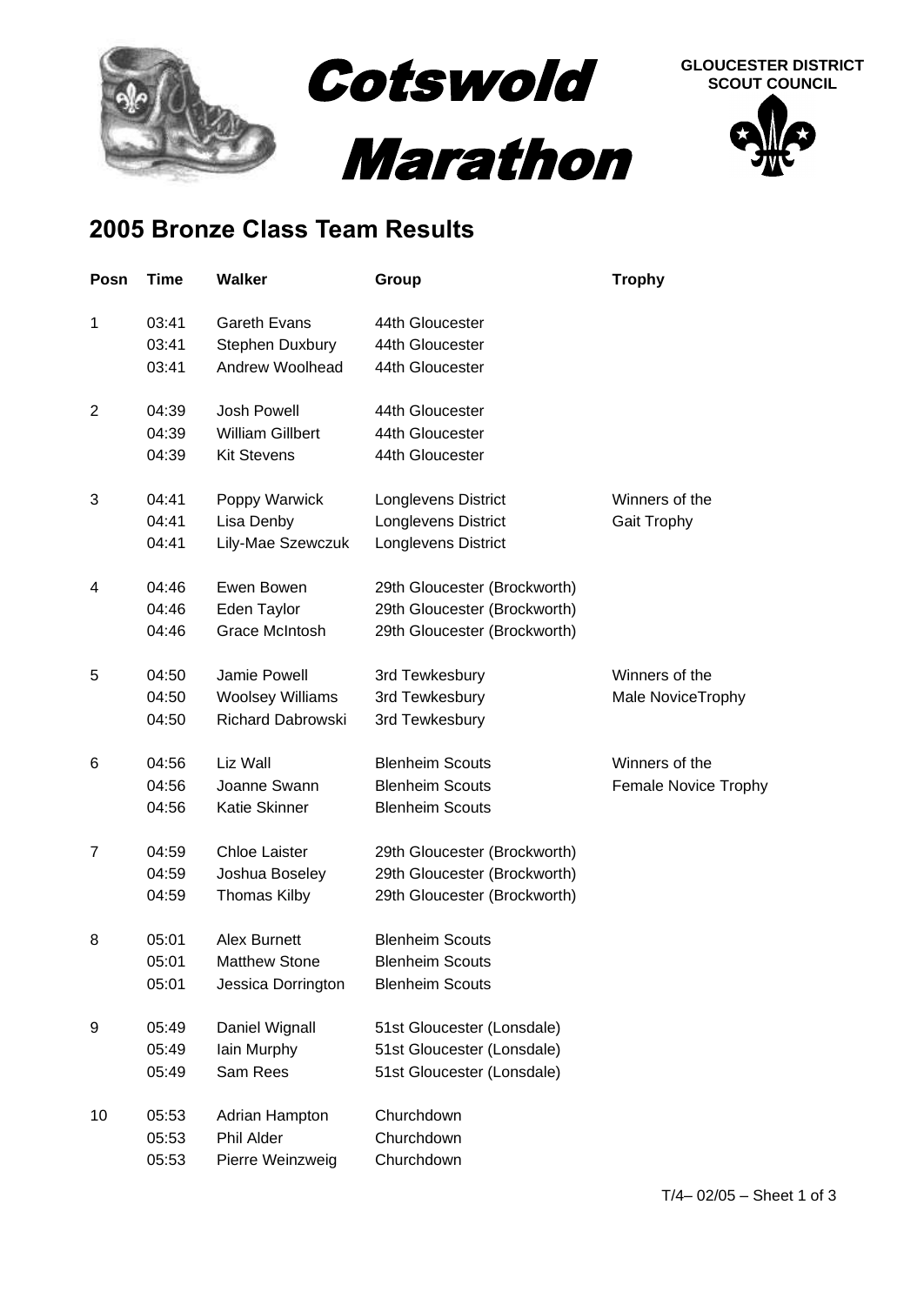# Cotswold Marathon

**GLOUCESTER DISTRICT SCOUT COUNCIL**

## 2005 Bronze Class Team Results

| Posn | Time | Walker | Group | Trophy |
|---|---|---|---|---|
| 1 | 03:41 | Gareth Evans | 44th Gloucester | |
| | 03:41 | Stephen Duxbury | 44th Gloucester | |
| | 03:41 | Andrew Woolhead | 44th Gloucester | |
| 2 | 04:39 | Josh Powell | 44th Gloucester | |
| | 04:39 | William Gillbert | 44th Gloucester | |
| | 04:39 | Kit Stevens | 44th Gloucester | |
| 3 | 04:41 | Poppy Warwick | Longlevens District | Winners of the |
| | 04:41 | Lisa Denby | Longlevens District | Gait Trophy |
| | 04:41 | Lily-Mae Szewczuk | Longlevens District | |
| 4 | 04:46 | Ewen Bowen | 29th Gloucester (Brockworth) | |
| | 04:46 | Eden Taylor | 29th Gloucester (Brockworth) | |
| | 04:46 | Grace McIntosh | 29th Gloucester (Brockworth) | |
| 5 | 04:50 | Jamie Powell | 3rd Tewkesbury | Winners of the |
| | 04:50 | Woolsey Williams | 3rd Tewkesbury | Male NoviceTrophy |
| | 04:50 | Richard Dabrowski | 3rd Tewkesbury | |
| 6 | 04:56 | Liz Wall | Blenheim Scouts | Winners of the |
| | 04:56 | Joanne Swann | Blenheim Scouts | Female Novice Trophy |
| | 04:56 | Katie Skinner | Blenheim Scouts | |
| 7 | 04:59 | Chloe Laister | 29th Gloucester (Brockworth) | |
| | 04:59 | Joshua Boseley | 29th Gloucester (Brockworth) | |
| | 04:59 | Thomas Kilby | 29th Gloucester (Brockworth) | |
| 8 | 05:01 | Alex Burnett | Blenheim Scouts | |
| | 05:01 | Matthew Stone | Blenheim Scouts | |
| | 05:01 | Jessica Dorrington | Blenheim Scouts | |
| 9 | 05:49 | Daniel Wignall | 51st Gloucester (Lonsdale) | |
| | 05:49 | Iain Murphy | 51st Gloucester (Lonsdale) | |
| | 05:49 | Sam Rees | 51st Gloucester (Lonsdale) | |
| 10 | 05:53 | Adrian Hampton | Churchdown | |
| | 05:53 | Phil Alder | Churchdown | |
| | 05:53 | Pierre Weinzweig | Churchdown | |

T/4– 02/05 – Sheet 1 of 3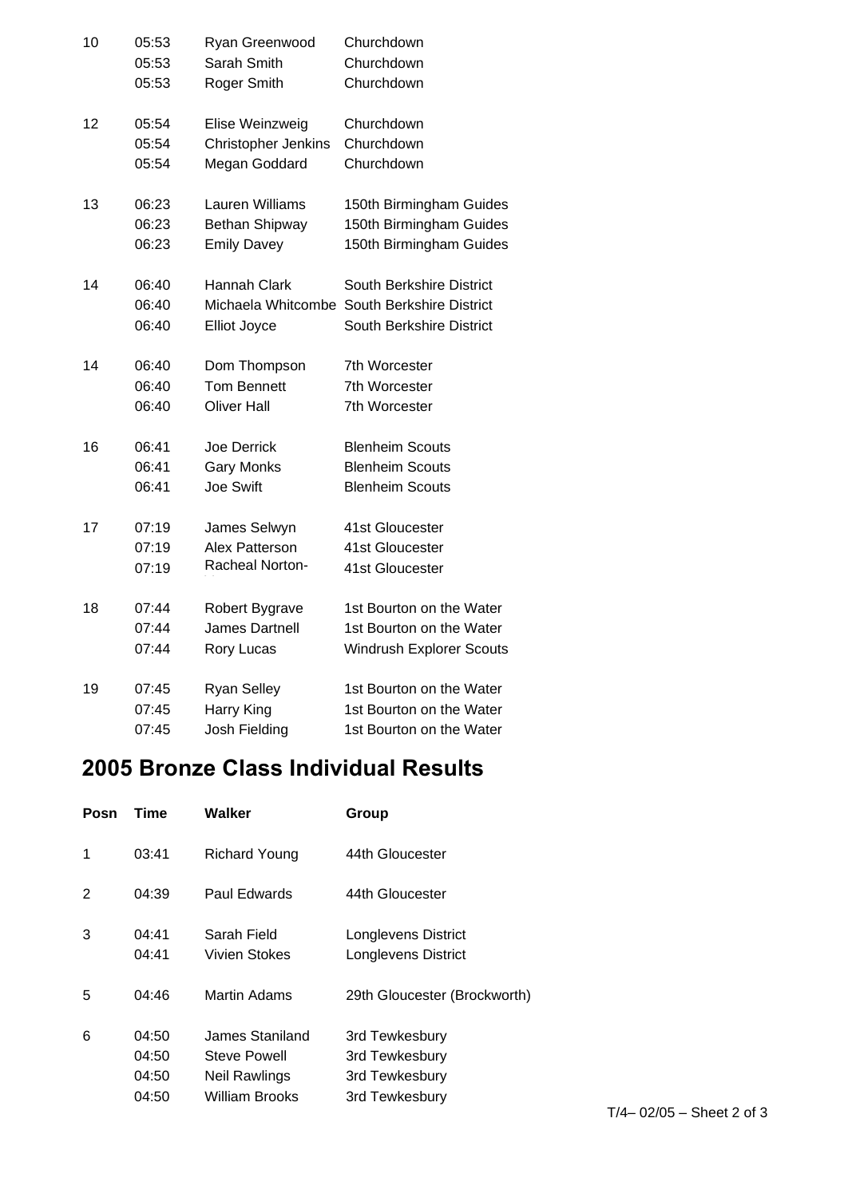| | | | |
|---|---|---|---|
| 10 | 05:53 | Ryan Greenwood | Churchdown |
| | 05:53 | Sarah Smith | Churchdown |
| | 05:53 | Roger Smith | Churchdown |
| 12 | 05:54 | Elise Weinzweig | Churchdown |
| | 05:54 | Christopher Jenkins | Churchdown |
| | 05:54 | Megan Goddard | Churchdown |
| 13 | 06:23 | Lauren Williams | 150th Birmingham Guides |
| | 06:23 | Bethan Shipway | 150th Birmingham Guides |
| | 06:23 | Emily Davey | 150th Birmingham Guides |
| 14 | 06:40 | Hannah Clark | South Berkshire District |
| | 06:40 | Michaela Whitcombe | South Berkshire District |
| | 06:40 | Elliot Joyce | South Berkshire District |
| 14 | 06:40 | Dom Thompson | 7th Worcester |
| | 06:40 | Tom Bennett | 7th Worcester |
| | 06:40 | Oliver Hall | 7th Worcester |
| 16 | 06:41 | Joe Derrick | Blenheim Scouts |
| | 06:41 | Gary Monks | Blenheim Scouts |
| | 06:41 | Joe Swift | Blenheim Scouts |
| 17 | 07:19 | James Selwyn | 41st Gloucester |
| | 07:19 | Alex Patterson | 41st Gloucester |
| | 07:19 | Racheal Norton- | 41st Gloucester |
| 18 | 07:44 | Robert Bygrave | 1st Bourton on the Water |
| | 07:44 | James Dartnell | 1st Bourton on the Water |
| | 07:44 | Rory Lucas | Windrush Explorer Scouts |
| 19 | 07:45 | Ryan Selley | 1st Bourton on the Water |
| | 07:45 | Harry King | 1st Bourton on the Water |
| | 07:45 | Josh Fielding | 1st Bourton on the Water |

## 2005 Bronze Class Individual Results

| Posn | Time | Walker | Group |
|---|---|---|---|
| 1 | 03:41 | Richard Young | 44th Gloucester |
| 2 | 04:39 | Paul Edwards | 44th Gloucester |
| 3 | 04:41 | Sarah Field | Longlevens District |
| | 04:41 | Vivien Stokes | Longlevens District |
| 5 | 04:46 | Martin Adams | 29th Gloucester (Brockworth) |
| 6 | 04:50 | James Staniland | 3rd Tewkesbury |
| | 04:50 | Steve Powell | 3rd Tewkesbury |
| | 04:50 | Neil Rawlings | 3rd Tewkesbury |
| | 04:50 | William Brooks | 3rd Tewkesbury |

T/4– 02/05 – Sheet 2 of 3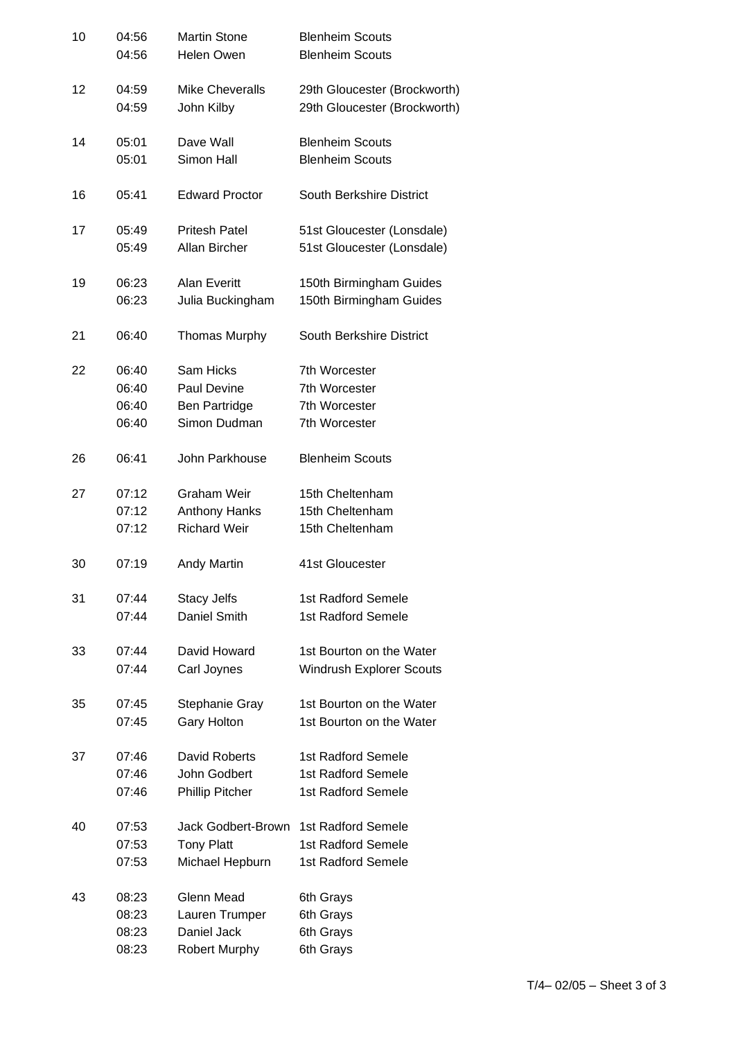| | | | |
|---|---|---|---|
| 10 | 04:56 | Martin Stone | Blenheim Scouts |
| | 04:56 | Helen Owen | Blenheim Scouts |
| 12 | 04:59 | Mike Cheveralls | 29th Gloucester (Brockworth) |
| | 04:59 | John Kilby | 29th Gloucester (Brockworth) |
| 14 | 05:01 | Dave Wall | Blenheim Scouts |
| | 05:01 | Simon Hall | Blenheim Scouts |
| 16 | 05:41 | Edward Proctor | South Berkshire District |
| 17 | 05:49 | Pritesh Patel | 51st Gloucester (Lonsdale) |
| | 05:49 | Allan Bircher | 51st Gloucester (Lonsdale) |
| 19 | 06:23 | Alan Everitt | 150th Birmingham Guides |
| | 06:23 | Julia Buckingham | 150th Birmingham Guides |
| 21 | 06:40 | Thomas Murphy | South Berkshire District |
| 22 | 06:40 | Sam Hicks | 7th Worcester |
| | 06:40 | Paul Devine | 7th Worcester |
| | 06:40 | Ben Partridge | 7th Worcester |
| | 06:40 | Simon Dudman | 7th Worcester |
| 26 | 06:41 | John Parkhouse | Blenheim Scouts |
| 27 | 07:12 | Graham Weir | 15th Cheltenham |
| | 07:12 | Anthony Hanks | 15th Cheltenham |
| | 07:12 | Richard Weir | 15th Cheltenham |
| 30 | 07:19 | Andy Martin | 41st Gloucester |
| 31 | 07:44 | Stacy Jelfs | 1st Radford Semele |
| | 07:44 | Daniel Smith | 1st Radford Semele |
| 33 | 07:44 | David Howard | 1st Bourton on the Water |
| | 07:44 | Carl Joynes | Windrush Explorer Scouts |
| 35 | 07:45 | Stephanie Gray | 1st Bourton on the Water |
| | 07:45 | Gary Holton | 1st Bourton on the Water |
| 37 | 07:46 | David Roberts | 1st Radford Semele |
| | 07:46 | John Godbert | 1st Radford Semele |
| | 07:46 | Phillip Pitcher | 1st Radford Semele |
| 40 | 07:53 | Jack Godbert-Brown | 1st Radford Semele |
| | 07:53 | Tony Platt | 1st Radford Semele |
| | 07:53 | Michael Hepburn | 1st Radford Semele |
| 43 | 08:23 | Glenn Mead | 6th Grays |
| | 08:23 | Lauren Trumper | 6th Grays |
| | 08:23 | Daniel Jack | 6th Grays |
| | 08:23 | Robert Murphy | 6th Grays |

T/4– 02/05 – Sheet 3 of 3